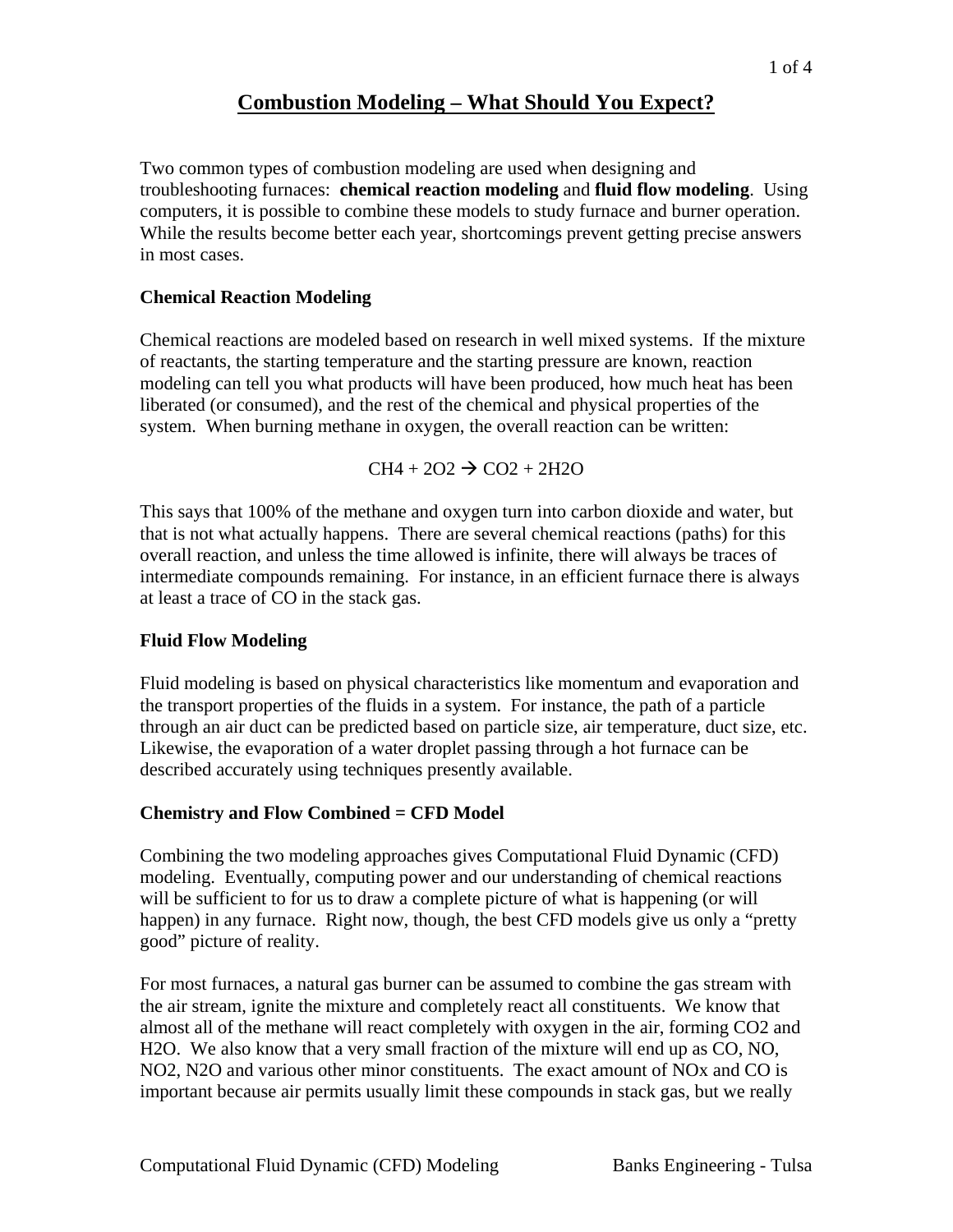# Combustion Modeling – What Should You Expect?

Two common types of combustion modeling are used when designing and troubleshooting furnaces: **chemical reaction modeling** and **fluid flow modeling**. Using computers, it is possible to combine these models to study furnace and burner operation. While the results become better each year, shortcomings prevent getting precise answers in most cases.

### Chemical Reaction Modeling

Chemical reactions are modeled based on research in well mixed systems. If the mixture of reactants, the starting temperature and the starting pressure are known, reaction modeling can tell you what products will have been produced, how much heat has been liberated (or consumed), and the rest of the chemical and physical properties of the system. When burning methane in oxygen, the overall reaction can be written:

$$CH_4 + 2O_2 \rightarrow CO_2 + 2H_2O$$

This says that 100% of the methane and oxygen turn into carbon dioxide and water, but that is not what actually happens. There are several chemical reactions (paths) for this overall reaction, and unless the time allowed is infinite, there will always be traces of intermediate compounds remaining. For instance, in an efficient furnace there is always at least a trace of CO in the stack gas.

### Fluid Flow Modeling

Fluid modeling is based on physical characteristics like momentum and evaporation and the transport properties of the fluids in a system. For instance, the path of a particle through an air duct can be predicted based on particle size, air temperature, duct size, etc. Likewise, the evaporation of a water droplet passing through a hot furnace can be described accurately using techniques presently available.

### Chemistry and Flow Combined = CFD Model

Combining the two modeling approaches gives Computational Fluid Dynamic (CFD) modeling. Eventually, computing power and our understanding of chemical reactions will be sufficient to for us to draw a complete picture of what is happening (or will happen) in any furnace. Right now, though, the best CFD models give us only a "pretty good" picture of reality.

For most furnaces, a natural gas burner can be assumed to combine the gas stream with the air stream, ignite the mixture and completely react all constituents. We know that almost all of the methane will react completely with oxygen in the air, forming $CO_2$ and $H_2O$. We also know that a very small fraction of the mixture will end up as CO, NO, $NO_2$, $N_2O$ and various other minor constituents. The exact amount of $NO_x$ and CO is important because air permits usually limit these compounds in stack gas, but we really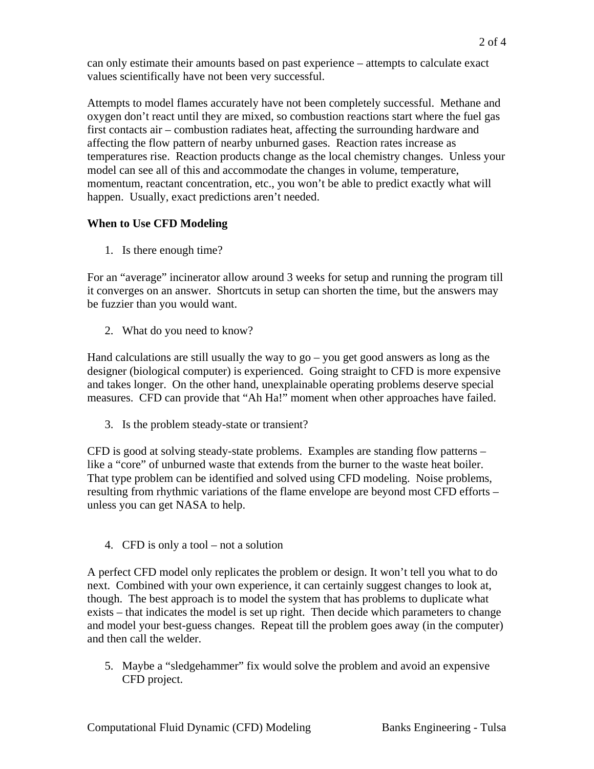can only estimate their amounts based on past experience – attempts to calculate exact values scientifically have not been very successful.

Attempts to model flames accurately have not been completely successful. Methane and oxygen don't react until they are mixed, so combustion reactions start where the fuel gas first contacts air – combustion radiates heat, affecting the surrounding hardware and affecting the flow pattern of nearby unburned gases. Reaction rates increase as temperatures rise. Reaction products change as the local chemistry changes. Unless your model can see all of this and accommodate the changes in volume, temperature, momentum, reactant concentration, etc., you won't be able to predict exactly what will happen. Usually, exact predictions aren't needed.

**When to Use CFD Modeling**

1. Is there enough time?

For an "average" incinerator allow around 3 weeks for setup and running the program till it converges on an answer. Shortcuts in setup can shorten the time, but the answers may be fuzzier than you would want.

2. What do you need to know?

Hand calculations are still usually the way to go – you get good answers as long as the designer (biological computer) is experienced. Going straight to CFD is more expensive and takes longer. On the other hand, unexplainable operating problems deserve special measures. CFD can provide that "Ah Ha!" moment when other approaches have failed.

3. Is the problem steady-state or transient?

CFD is good at solving steady-state problems. Examples are standing flow patterns – like a "core" of unburned waste that extends from the burner to the waste heat boiler. That type problem can be identified and solved using CFD modeling. Noise problems, resulting from rhythmic variations of the flame envelope are beyond most CFD efforts – unless you can get NASA to help.

4. CFD is only a tool – not a solution

A perfect CFD model only replicates the problem or design. It won't tell you what to do next. Combined with your own experience, it can certainly suggest changes to look at, though. The best approach is to model the system that has problems to duplicate what exists – that indicates the model is set up right. Then decide which parameters to change and model your best-guess changes. Repeat till the problem goes away (in the computer) and then call the welder.

5. Maybe a "sledgehammer" fix would solve the problem and avoid an expensive CFD project.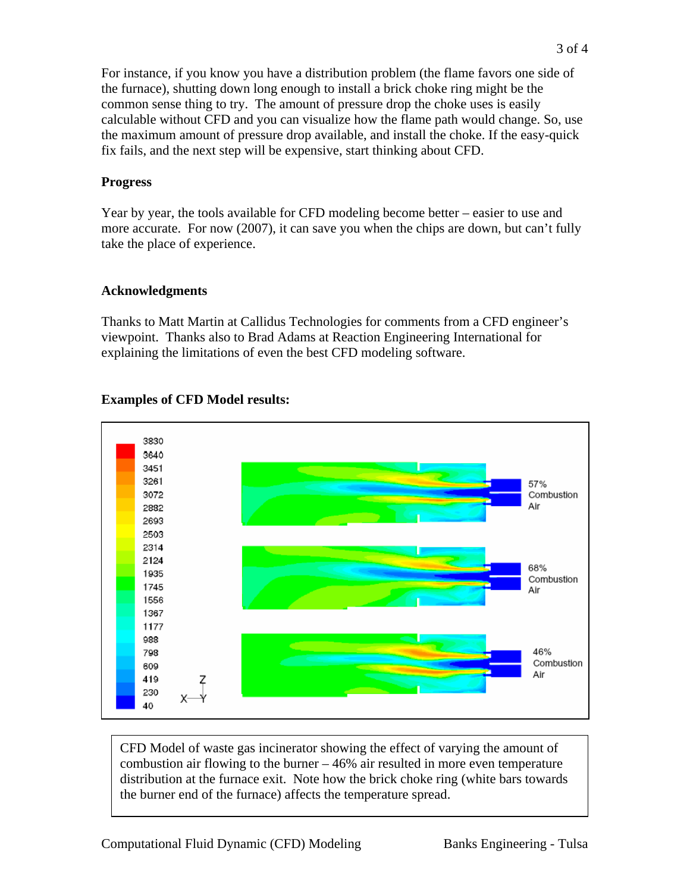For instance, if you know you have a distribution problem (the flame favors one side of the furnace), shutting down long enough to install a brick choke ring might be the common sense thing to try. The amount of pressure drop the choke uses is easily calculable without CFD and you can visualize how the flame path would change. So, use the maximum amount of pressure drop available, and install the choke. If the easy-quick fix fails, and the next step will be expensive, start thinking about CFD.

**Progress**

Year by year, the tools available for CFD modeling become better – easier to use and more accurate. For now (2007), it can save you when the chips are down, but can't fully take the place of experience.

**Acknowledgments**

Thanks to Matt Martin at Callidus Technologies for comments from a CFD engineer's viewpoint. Thanks also to Brad Adams at Reaction Engineering International for explaining the limitations of even the best CFD modeling software.

**Examples of CFD Model results:**

CFD Model of waste gas incinerator showing the effect of varying the amount of combustion air flowing to the burner – 46% air resulted in more even temperature distribution at the furnace exit. Note how the brick choke ring (white bars towards the burner end of the furnace) affects the temperature spread.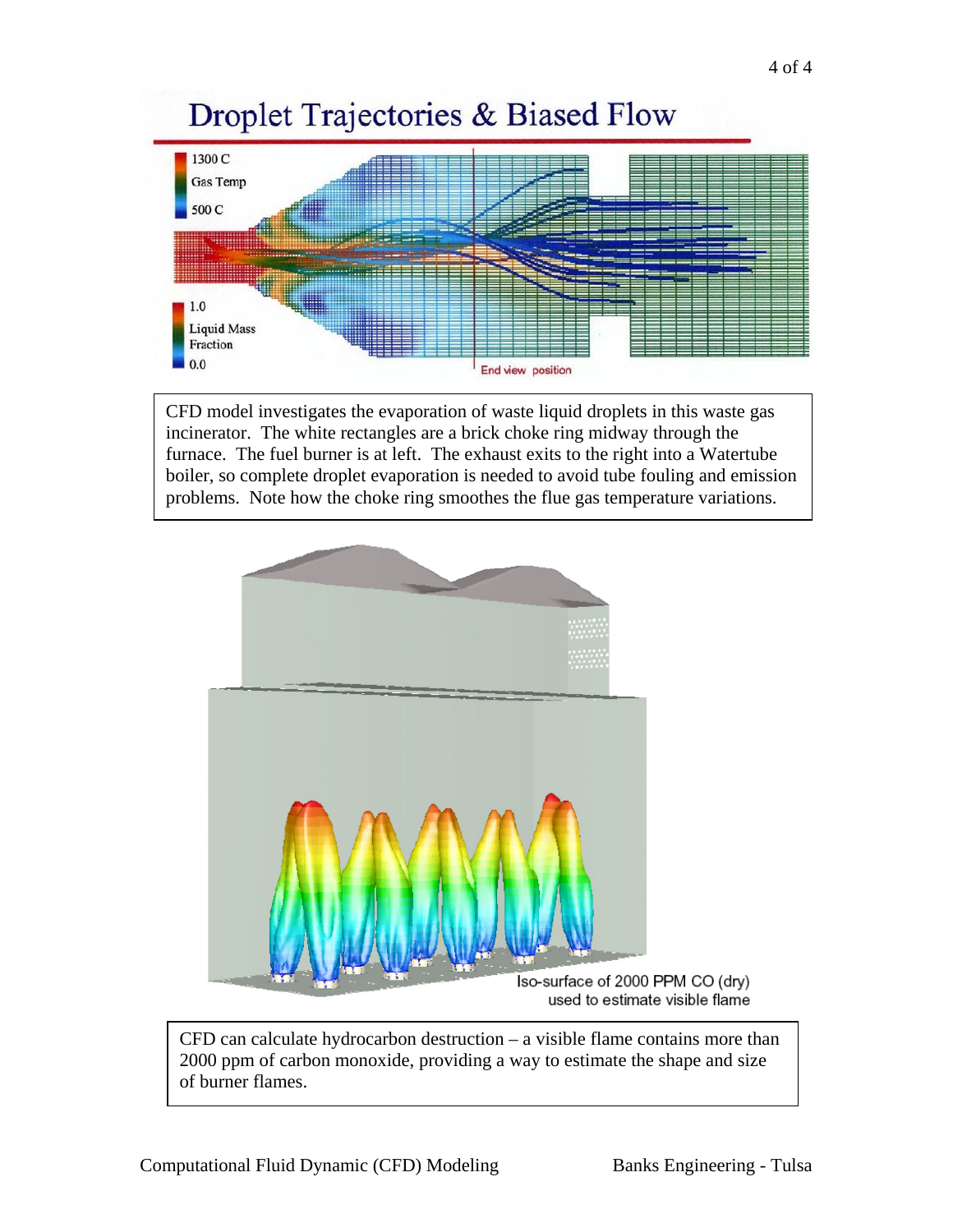## Droplet Trajectories & Biased Flow

1300 C
Gas Temp
500 C

1.0
Liquid Mass
Fraction
0.0

End view position

CFD model investigates the evaporation of waste liquid droplets in this waste gas incinerator. The white rectangles are a brick choke ring midway through the furnace. The fuel burner is at left. The exhaust exits to the right into a Watertube boiler, so complete droplet evaporation is needed to avoid tube fouling and emission problems. Note how the choke ring smoothes the flue gas temperature variations.

Iso-surface of 2000 PPM CO (dry)
used to estimate visible flame

CFD can calculate hydrocarbon destruction – a visible flame contains more than 2000 ppm of carbon monoxide, providing a way to estimate the shape and size of burner flames.